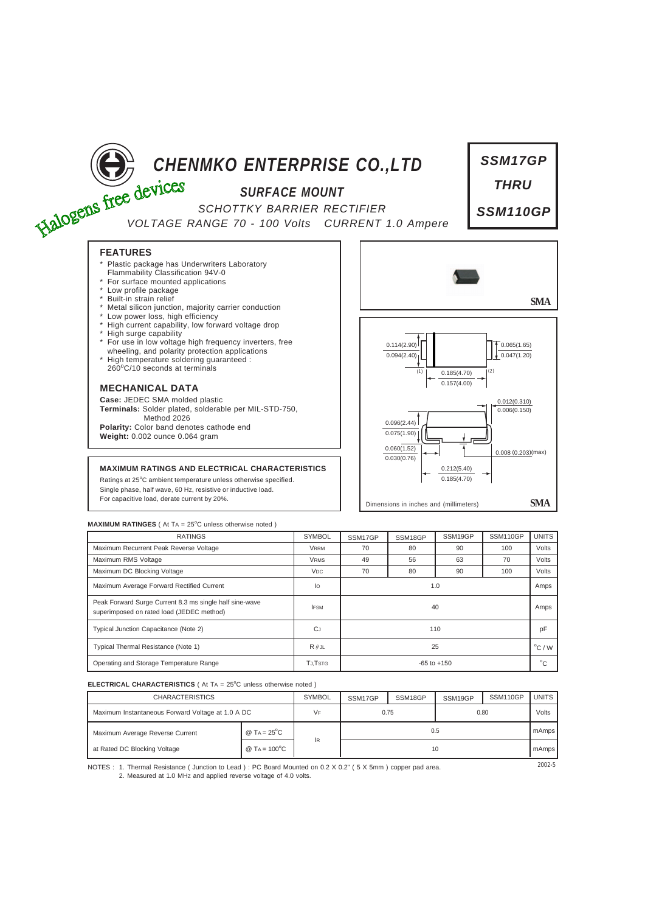# CHENMKO ENTERPRISE CO.,LTD

Halogens free devices

## SURFACE MOUNT

SCHOTTKY BARRIER RECTIFIER

VOLTAGE RANGE 70 - 100 Volts CURRENT 1.0 Ampere

**SSM17GP THRU SSM110GP**

### FEATURES

- Plastic package has Underwriters Laboratory Flammability Classification 94V-0
- For surface mounted applications
- Low profile package
- Built-in strain relief
- Metal silicon junction, majority carrier conduction
- Low power loss, high efficiency
- High current capability, low forward voltage drop
- High surge capability
- For use in low voltage high frequency inverters, free wheeling, and polarity protection applications
- High temperature soldering guaranteed : 260°C/10 seconds at terminals

### MECHANICAL DATA

**Case:** JEDEC SMA molded plastic

**Terminals:** Solder plated, solderable per MIL-STD-750, Method 2026

**Polarity:** Color band denotes cathode end

**Weight:** 0.002 ounce 0.064 gram

SMA

0.114(2.90) / 0.094(2.40); 0.065(1.65) / 0.047(1.20); (1) 0.185(4.70) / 0.157(4.00) (2); 0.012(0.310) / 0.006(0.150); 0.096(2.44) / 0.075(1.90); 0.060(1.52) / 0.030(0.76); 0.008 (0.203)(max); 0.212(5.40) / 0.185(4.70)

Dimensions in inches and (millimeters) SMA

### MAXIMUM RATINGS AND ELECTRICAL CHARACTERISTICS

Ratings at 25°C ambient temperature unless otherwise specified.
Single phase, half wave, 60 Hz, resistive or inductive load.
For capacitive load, derate current by 20%.

**MAXIMUM RATINGES** ( At $T_A$ = 25°C unless otherwise noted )

| RATINGS | SYMBOL | SSM17GP | SSM18GP | SSM19GP | SSM110GP | UNITS |
|---|---|---|---|---|---|---|
| Maximum Recurrent Peak Reverse Voltage | $V_{RRM}$ | 70 | 80 | 90 | 100 | Volts |
| Maximum RMS Voltage | $V_{RMS}$ | 49 | 56 | 63 | 70 | Volts |
| Maximum DC Blocking Voltage | $V_{DC}$ | 70 | 80 | 90 | 100 | Volts |
| Maximum Average Forward Rectified Current | $I_O$ | 1.0 | | | | Amps |
| Peak Forward Surge Current 8.3 ms single half sine-wave superimposed on rated load (JEDEC method) | $I_{FSM}$ | 40 | | | | Amps |
| Typical Junction Capacitance (Note 2) | $C_J$ | 110 | | | | pF |
| Typical Thermal Resistance (Note 1) | $R_{\theta JL}$ | 25 | | | | °C / W |
| Operating and Storage Temperature Range | $T_J, T_{STG}$ | -65 to +150 | | | | °C |

**ELECTRICAL CHARACTERISTICS** ( At $T_A$ = 25°C unless otherwise noted )

| CHARACTERISTICS | | SYMBOL | SSM17GP | SSM18GP | SSM19GP | SSM110GP | UNITS |
|---|---|---|---|---|---|---|---|
| Maximum Instantaneous Forward Voltage at 1.0 A DC | | $V_F$ | 0.75 | | 0.80 | | Volts |
| Maximum Average Reverse Current | @ $T_A$ = 25°C | $I_R$ | 0.5 | | | | mAmps |
| at Rated DC Blocking Voltage | @ $T_A$ = 100°C | | 10 | | | | mAmps |

NOTES : 1. Thermal Resistance ( Junction to Lead ) : PC Board Mounted on 0.2 X 0.2" ( 5 X 5mm ) copper pad area.
2. Measured at 1.0 MHz and applied reverse voltage of 4.0 volts.

2002-5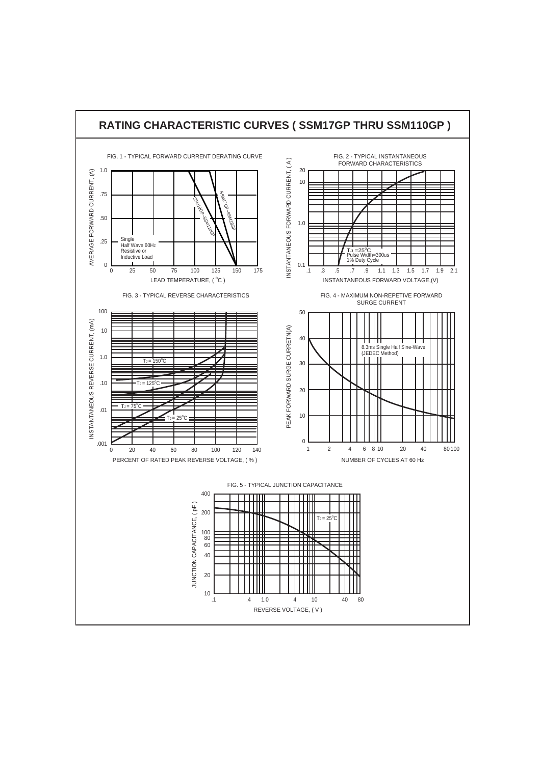# RATING CHARACTERISTIC CURVES ( SSM17GP THRU SSM110GP )

FIG. 1 - TYPICAL FORWARD CURRENT DERATING CURVE

AVERAGE FORWARD CURRENT, (A)

1.0
.75
.50
.25
0

0 25 50 75 100 125 150 175

LEAD TEMPERATURE, ( °C )

SSM17GP~SSM18GP

SSM19GP~SSM110GP

Single
Half Wave 60Hz
Resistive or
Inductive Load

FIG. 2 - TYPICAL INSTANTANEOUS FORWARD CHARACTERISTICS

INSTANTANEOUS FORWARD CURRENT, ( A )

20
10
1.0
0.1

.1 .3 .5 .7 .9 1.1 1.3 1.5 1.7 1.9 2.1

INSTANTANEOUS FORWARD VOLTAGE,(V)

$T_J$ =25°C
Pulse Width=300us
1% Duty Cycle

FIG. 3 - TYPICAL REVERSE CHARACTERISTICS

INSTANTANEOUS REVERSE CURRENT, (mA)

100
10
1.0
.10
.01
.001

0 20 40 60 80 100 120 140

PERCENT OF RATED PEAK REVERSE VOLTAGE, ( % )

$T_J$ = 150°C
$T_J$ = 125°C
$T_J$ = 75°C
$T_J$ = 25°C

FIG. 4 - MAXIMUM NON-REPETIVE FORWARD SURGE CURRENT

PEAK FORWARD SURGE CURRETN(A)

50
40
30
20
10
0

1 2 4 6 8 10 20 40 80 100

NUMBER OF CYCLES AT 60 Hz

8.3ms Single Half Sine-Wave
(JEDEC Method)

FIG. 5 - TYPICAL JUNCTION CAPACITANCE

JUNCTION CAPACITANCE, ( pF )

400
200
100
80
60
40
20
10

.1 .4 1.0 4 10 40 80

REVERSE VOLTAGE, ( V )

$T_J$ = 25°C